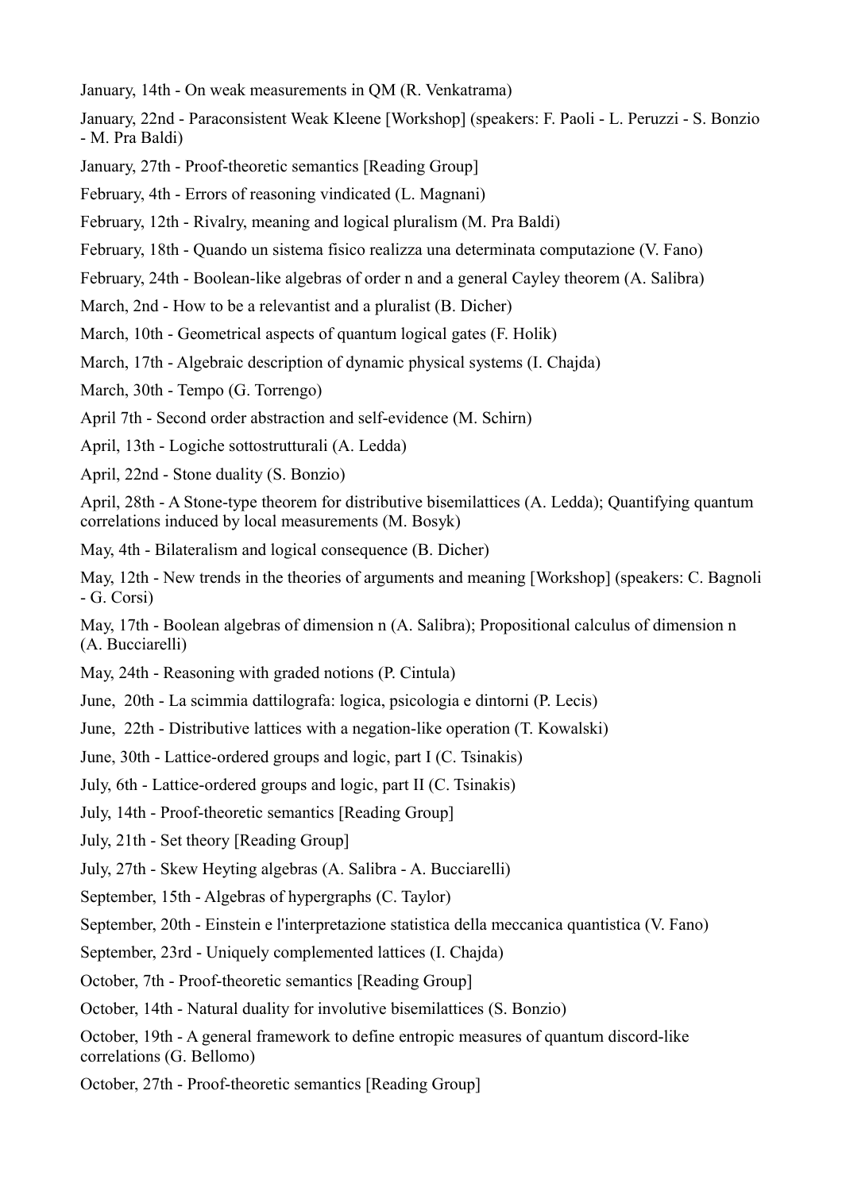January, 14th - On weak measurements in QM (R. Venkatrama)

January, 22nd - Paraconsistent Weak Kleene [Workshop] (speakers: F. Paoli - L. Peruzzi - S. Bonzio - M. Pra Baldi)

January, 27th - Proof-theoretic semantics [Reading Group]

February, 4th - Errors of reasoning vindicated (L. Magnani)

February, 12th - Rivalry, meaning and logical pluralism (M. Pra Baldi)

February, 18th - Quando un sistema fisico realizza una determinata computazione (V. Fano)

February, 24th - Boolean-like algebras of order n and a general Cayley theorem (A. Salibra)

March, 2nd - How to be a relevantist and a pluralist (B. Dicher)

March, 10th - Geometrical aspects of quantum logical gates (F. Holik)

March, 17th - Algebraic description of dynamic physical systems (I. Chajda)

March, 30th - Tempo (G. Torrengo)

April 7th - Second order abstraction and self-evidence (M. Schirn)

April, 13th - Logiche sottostrutturali (A. Ledda)

April, 22nd - Stone duality (S. Bonzio)

April, 28th - A Stone-type theorem for distributive bisemilattices (A. Ledda); Quantifying quantum correlations induced by local measurements (M. Bosyk)

May, 4th - Bilateralism and logical consequence (B. Dicher)

May, 12th - New trends in the theories of arguments and meaning [Workshop] (speakers: C. Bagnoli - G. Corsi)

May, 17th - Boolean algebras of dimension n (A. Salibra); Propositional calculus of dimension n (A. Bucciarelli)

May, 24th - Reasoning with graded notions (P. Cintula)

June, 20th - La scimmia dattilografa: logica, psicologia e dintorni (P. Lecis)

June, 22th - Distributive lattices with a negation-like operation (T. Kowalski)

June, 30th - Lattice-ordered groups and logic, part I (C. Tsinakis)

July, 6th - Lattice-ordered groups and logic, part II (C. Tsinakis)

July, 14th - Proof-theoretic semantics [Reading Group]

July, 21th - Set theory [Reading Group]

July, 27th - Skew Heyting algebras (A. Salibra - A. Bucciarelli)

September, 15th - Algebras of hypergraphs (C. Taylor)

September, 20th - Einstein e l'interpretazione statistica della meccanica quantistica (V. Fano)

September, 23rd - Uniquely complemented lattices (I. Chajda)

October, 7th - Proof-theoretic semantics [Reading Group]

October, 14th - Natural duality for involutive bisemilattices (S. Bonzio)

October, 19th - A general framework to define entropic measures of quantum discord-like correlations (G. Bellomo)

October, 27th - Proof-theoretic semantics [Reading Group]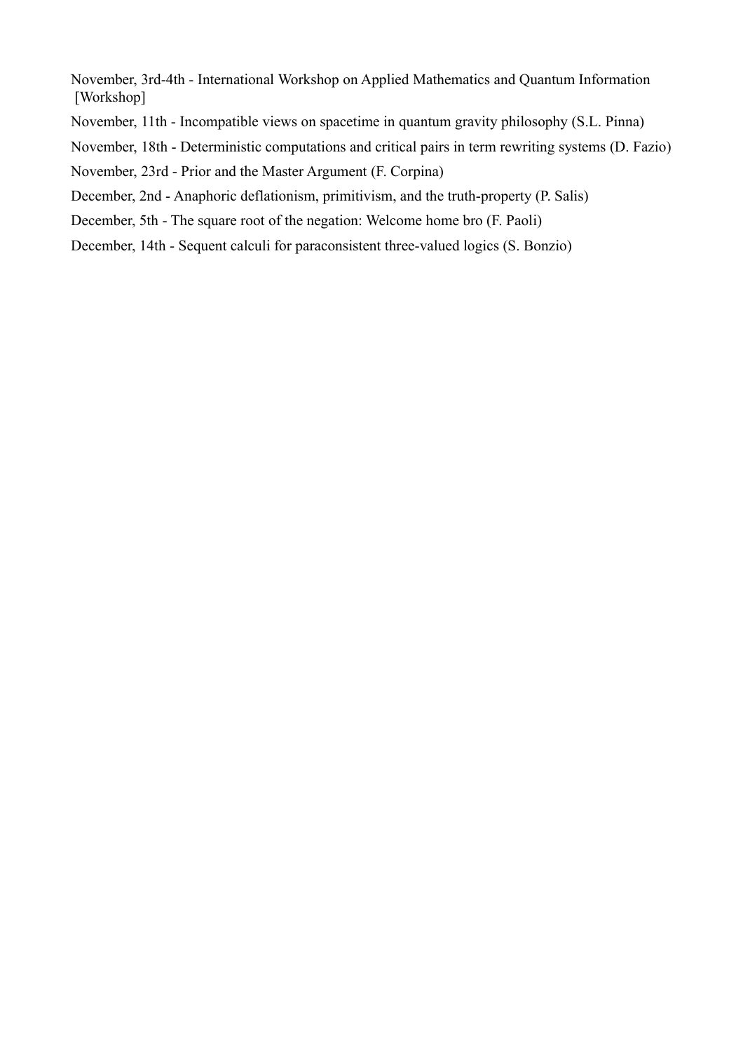November, 3rd-4th - International Workshop on Applied Mathematics and Quantum Information [Workshop]

November, 11th - Incompatible views on spacetime in quantum gravity philosophy (S.L. Pinna)

November, 18th - Deterministic computations and critical pairs in term rewriting systems (D. Fazio)

November, 23rd - Prior and the Master Argument (F. Corpina)

December, 2nd - Anaphoric deflationism, primitivism, and the truth-property (P. Salis)

December, 5th - The square root of the negation: Welcome home bro (F. Paoli)

December, 14th - Sequent calculi for paraconsistent three-valued logics (S. Bonzio)